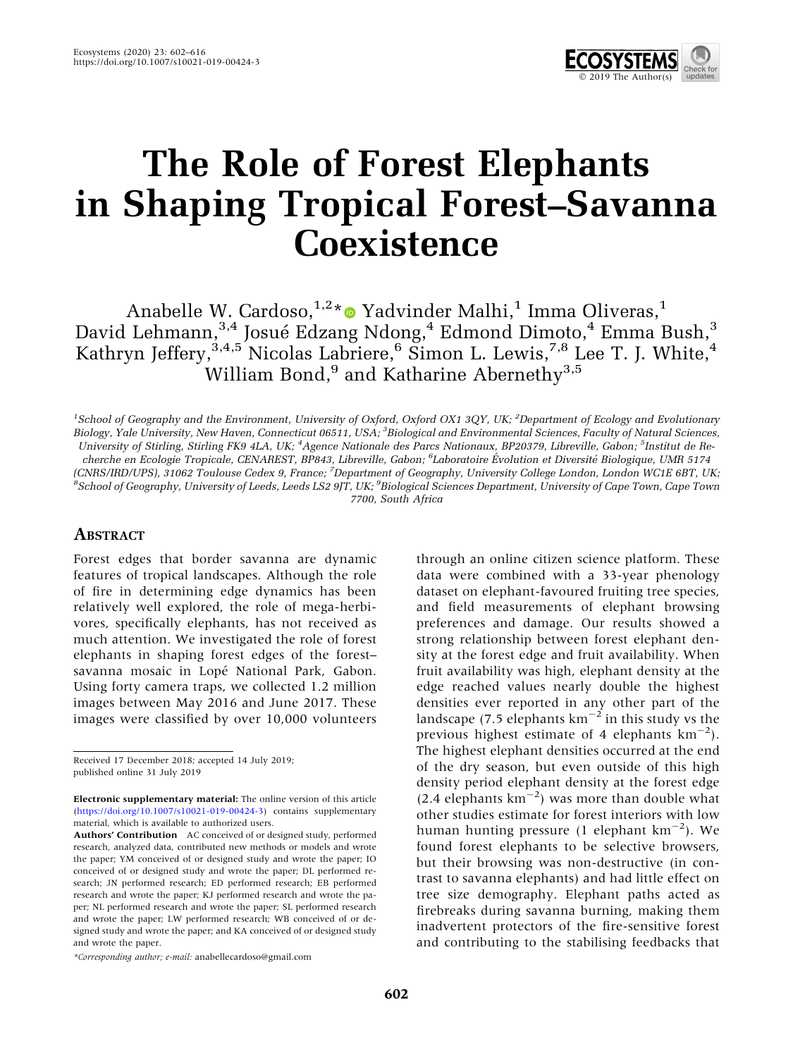# The Role of Forest Elephants in Shaping Tropical Forest–Savanna Coexistence

Anabelle W. Cardoso,[1,2]* Yadvinder Malhi,[1] Imma Oliveras,[1] David Lehmann,[3,4] Josué Edzang Ndong,[4] Edmond Dimoto,[4] Emma Bush,[3] Kathryn Jeffery,[3,4,5] Nicolas Labriere,[6] Simon L. Lewis,[7,8] Lee T. J. White,[4] William Bond,[9] and Katharine Abernethy[3,5]

*[1]School of Geography and the Environment, University of Oxford, Oxford OX1 3QY, UK; [2]Department of Ecology and Evolutionary Biology, Yale University, New Haven, Connecticut 06511, USA; [3]Biological and Environmental Sciences, Faculty of Natural Sciences, University of Stirling, Stirling FK9 4LA, UK; [4]Agence Nationale des Parcs Nationaux, BP20379, Libreville, Gabon; [5]Institut de Recherche en Ecologie Tropicale, CENAREST, BP843, Libreville, Gabon; [6]Laboratoire Évolution et Diversité Biologique, UMR 5174 (CNRS/IRD/UPS), 31062 Toulouse Cedex 9, France; [7]Department of Geography, University College London, London WC1E 6BT, UK; [8]School of Geography, University of Leeds, Leeds LS2 9JT, UK; [9]Biological Sciences Department, University of Cape Town, Cape Town 7700, South Africa*

## Abstract

Forest edges that border savanna are dynamic features of tropical landscapes. Although the role of fire in determining edge dynamics has been relatively well explored, the role of mega-herbivores, specifically elephants, has not received as much attention. We investigated the role of forest elephants in shaping forest edges of the forest–savanna mosaic in Lopé National Park, Gabon. Using forty camera traps, we collected 1.2 million images between May 2016 and June 2017. These images were classified by over 10,000 volunteers through an online citizen science platform. These data were combined with a 33-year phenology dataset on elephant-favoured fruiting tree species, and field measurements of elephant browsing preferences and damage. Our results showed a strong relationship between forest elephant density at the forest edge and fruit availability. When fruit availability was high, elephant density at the edge reached values nearly double the highest densities ever reported in any other part of the landscape (7.5 elephants $km^{-2}$ in this study vs the previous highest estimate of 4 elephants $km^{-2}$). The highest elephant densities occurred at the end of the dry season, but even outside of this high density period elephant density at the forest edge (2.4 elephants $km^{-2}$) was more than double what other studies estimate for forest interiors with low human hunting pressure (1 elephant $km^{-2}$). We found forest elephants to be selective browsers, but their browsing was non-destructive (in contrast to savanna elephants) and had little effect on tree size demography. Elephant paths acted as firebreaks during savanna burning, making them inadvertent protectors of the fire-sensitive forest and contributing to the stabilising feedbacks that

---

Received 17 December 2018; accepted 14 July 2019; published online 31 July 2019

**Electronic supplementary material:** The online version of this article (https://doi.org/10.1007/s10021-019-00424-3) contains supplementary material, which is available to authorized users.

**Authors' Contribution** AC conceived of or designed study, performed research, analyzed data, contributed new methods or models and wrote the paper; YM conceived of or designed study and wrote the paper; IO conceived of or designed study and wrote the paper; DL performed research; JN performed research; ED performed research; EB performed research and wrote the paper; KJ performed research and wrote the paper; NL performed research and wrote the paper; SL performed research and wrote the paper; LW performed research; WB conceived of or designed study and wrote the paper; and KA conceived of or designed study and wrote the paper.

*Corresponding author; e-mail: anabellecardoso@gmail.com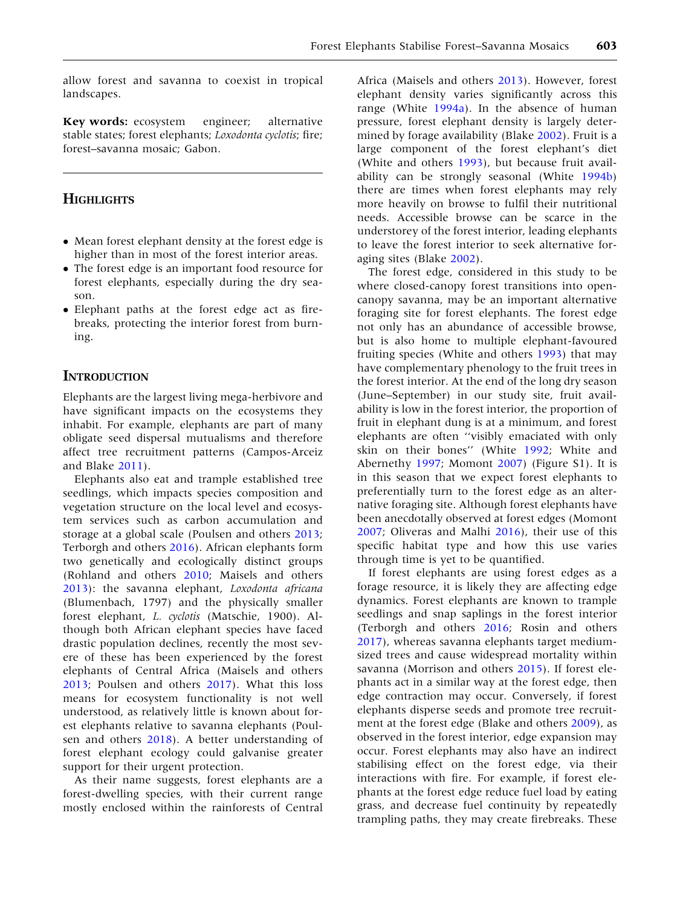allow forest and savanna to coexist in tropical landscapes.

**Key words:** ecosystem engineer; alternative stable states; forest elephants; *Loxodonta cyclotis*; fire; forest–savanna mosaic; Gabon.

## Highlights

- Mean forest elephant density at the forest edge is higher than in most of the forest interior areas.
- The forest edge is an important food resource for forest elephants, especially during the dry season.
- Elephant paths at the forest edge act as firebreaks, protecting the interior forest from burning.

## Introduction

Elephants are the largest living mega-herbivore and have significant impacts on the ecosystems they inhabit. For example, elephants are part of many obligate seed dispersal mutualisms and therefore affect tree recruitment patterns (Campos-Arceiz and Blake 2011).

Elephants also eat and trample established tree seedlings, which impacts species composition and vegetation structure on the local level and ecosystem services such as carbon accumulation and storage at a global scale (Poulsen and others 2013; Terborgh and others 2016). African elephants form two genetically and ecologically distinct groups (Rohland and others 2010; Maisels and others 2013): the savanna elephant, *Loxodonta africana* (Blumenbach, 1797) and the physically smaller forest elephant, *L. cyclotis* (Matschie, 1900). Although both African elephant species have faced drastic population declines, recently the most severe of these has been experienced by the forest elephants of Central Africa (Maisels and others 2013; Poulsen and others 2017). What this loss means for ecosystem functionality is not well understood, as relatively little is known about forest elephants relative to savanna elephants (Poulsen and others 2018). A better understanding of forest elephant ecology could galvanise greater support for their urgent protection.

As their name suggests, forest elephants are a forest-dwelling species, with their current range mostly enclosed within the rainforests of Central Africa (Maisels and others 2013). However, forest elephant density varies significantly across this range (White 1994a). In the absence of human pressure, forest elephant density is largely determined by forage availability (Blake 2002). Fruit is a large component of the forest elephant's diet (White and others 1993), but because fruit availability can be strongly seasonal (White 1994b) there are times when forest elephants may rely more heavily on browse to fulfil their nutritional needs. Accessible browse can be scarce in the understorey of the forest interior, leading elephants to leave the forest interior to seek alternative foraging sites (Blake 2002).

The forest edge, considered in this study to be where closed-canopy forest transitions into open-canopy savanna, may be an important alternative foraging site for forest elephants. The forest edge not only has an abundance of accessible browse, but is also home to multiple elephant-favoured fruiting species (White and others 1993) that may have complementary phenology to the fruit trees in the forest interior. At the end of the long dry season (June–September) in our study site, fruit availability is low in the forest interior, the proportion of fruit in elephant dung is at a minimum, and forest elephants are often ''visibly emaciated with only skin on their bones'' (White 1992; White and Abernethy 1997; Momont 2007) (Figure S1). It is in this season that we expect forest elephants to preferentially turn to the forest edge as an alternative foraging site. Although forest elephants have been anecdotally observed at forest edges (Momont 2007; Oliveras and Malhi 2016), their use of this specific habitat type and how this use varies through time is yet to be quantified.

If forest elephants are using forest edges as a forage resource, it is likely they are affecting edge dynamics. Forest elephants are known to trample seedlings and snap saplings in the forest interior (Terborgh and others 2016; Rosin and others 2017), whereas savanna elephants target medium-sized trees and cause widespread mortality within savanna (Morrison and others 2015). If forest elephants act in a similar way at the forest edge, then edge contraction may occur. Conversely, if forest elephants disperse seeds and promote tree recruitment at the forest edge (Blake and others 2009), as observed in the forest interior, edge expansion may occur. Forest elephants may also have an indirect stabilising effect on the forest edge, via their interactions with fire. For example, if forest elephants at the forest edge reduce fuel load by eating grass, and decrease fuel continuity by repeatedly trampling paths, they may create firebreaks. These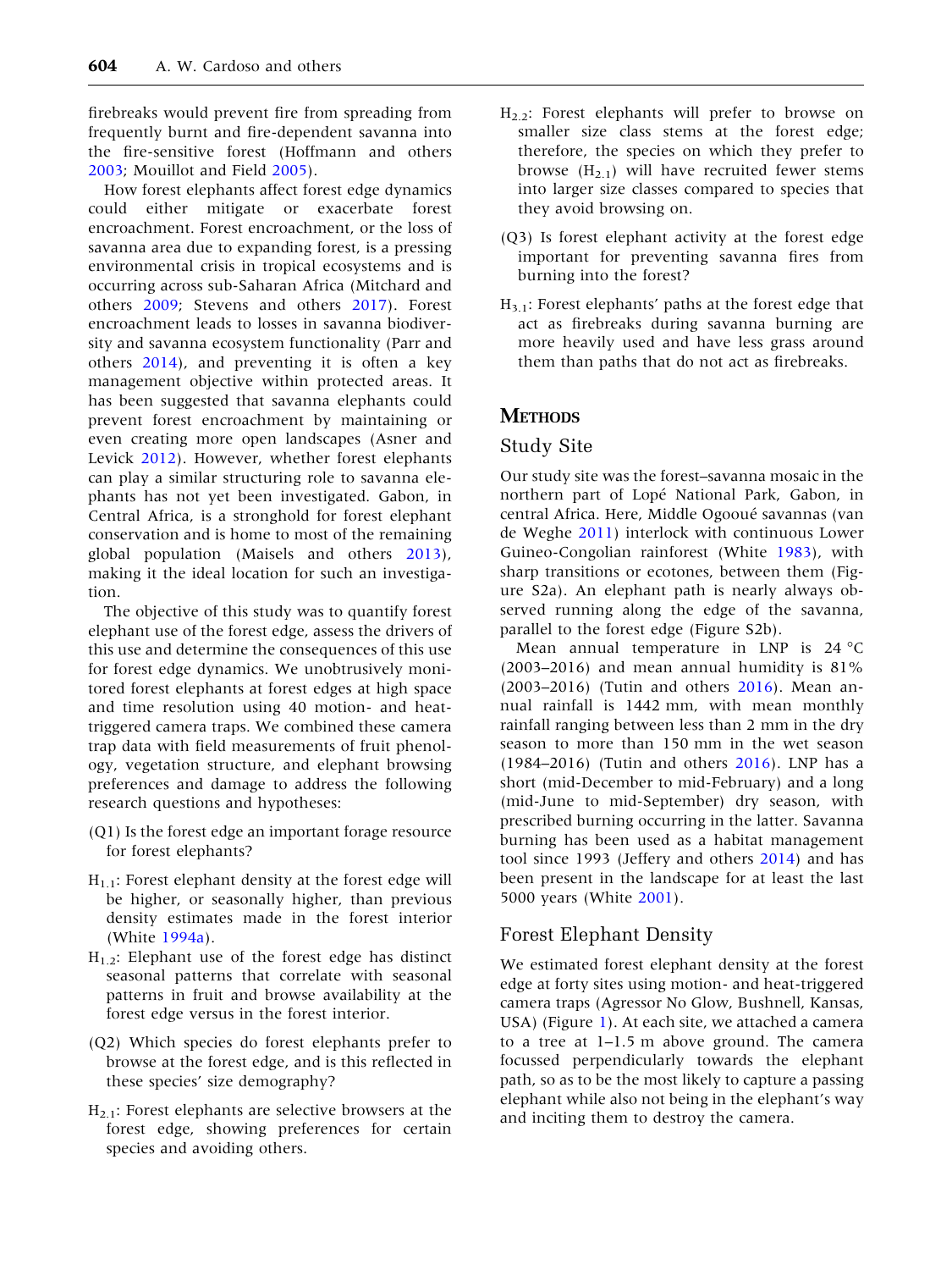firebreaks would prevent fire from spreading from frequently burnt and fire-dependent savanna into the fire-sensitive forest (Hoffmann and others 2003; Mouillot and Field 2005).

How forest elephants affect forest edge dynamics could either mitigate or exacerbate forest encroachment. Forest encroachment, or the loss of savanna area due to expanding forest, is a pressing environmental crisis in tropical ecosystems and is occurring across sub-Saharan Africa (Mitchard and others 2009; Stevens and others 2017). Forest encroachment leads to losses in savanna biodiversity and savanna ecosystem functionality (Parr and others 2014), and preventing it is often a key management objective within protected areas. It has been suggested that savanna elephants could prevent forest encroachment by maintaining or even creating more open landscapes (Asner and Levick 2012). However, whether forest elephants can play a similar structuring role to savanna elephants has not yet been investigated. Gabon, in Central Africa, is a stronghold for forest elephant conservation and is home to most of the remaining global population (Maisels and others 2013), making it the ideal location for such an investigation.

The objective of this study was to quantify forest elephant use of the forest edge, assess the drivers of this use and determine the consequences of this use for forest edge dynamics. We unobtrusively monitored forest elephants at forest edges at high space and time resolution using 40 motion- and heat-triggered camera traps. We combined these camera trap data with field measurements of fruit phenology, vegetation structure, and elephant browsing preferences and damage to address the following research questions and hypotheses:

(Q1) Is the forest edge an important forage resource for forest elephants?

$H_{1.1}$: Forest elephant density at the forest edge will be higher, or seasonally higher, than previous density estimates made in the forest interior (White 1994a).

$H_{1.2}$: Elephant use of the forest edge has distinct seasonal patterns that correlate with seasonal patterns in fruit and browse availability at the forest edge versus in the forest interior.

(Q2) Which species do forest elephants prefer to browse at the forest edge, and is this reflected in these species' size demography?

$H_{2.1}$: Forest elephants are selective browsers at the forest edge, showing preferences for certain species and avoiding others.

$H_{2.2}$: Forest elephants will prefer to browse on smaller size class stems at the forest edge; therefore, the species on which they prefer to browse ($H_{2.1}$) will have recruited fewer stems into larger size classes compared to species that they avoid browsing on.

(Q3) Is forest elephant activity at the forest edge important for preventing savanna fires from burning into the forest?

$H_{3.1}$: Forest elephants' paths at the forest edge that act as firebreaks during savanna burning are more heavily used and have less grass around them than paths that do not act as firebreaks.

## Methods

### Study Site

Our study site was the forest–savanna mosaic in the northern part of Lopé National Park, Gabon, in central Africa. Here, Middle Ogooué savannas (van de Weghe 2011) interlock with continuous Lower Guineo-Congolian rainforest (White 1983), with sharp transitions or ecotones, between them (Figure S2a). An elephant path is nearly always observed running along the edge of the savanna, parallel to the forest edge (Figure S2b).

Mean annual temperature in LNP is 24 °C (2003–2016) and mean annual humidity is 81% (2003–2016) (Tutin and others 2016). Mean annual rainfall is 1442 mm, with mean monthly rainfall ranging between less than 2 mm in the dry season to more than 150 mm in the wet season (1984–2016) (Tutin and others 2016). LNP has a short (mid-December to mid-February) and a long (mid-June to mid-September) dry season, with prescribed burning occurring in the latter. Savanna burning has been used as a habitat management tool since 1993 (Jeffery and others 2014) and has been present in the landscape for at least the last 5000 years (White 2001).

### Forest Elephant Density

We estimated forest elephant density at the forest edge at forty sites using motion- and heat-triggered camera traps (Agressor No Glow, Bushnell, Kansas, USA) (Figure 1). At each site, we attached a camera to a tree at 1–1.5 m above ground. The camera focussed perpendicularly towards the elephant path, so as to be the most likely to capture a passing elephant while also not being in the elephant's way and inciting them to destroy the camera.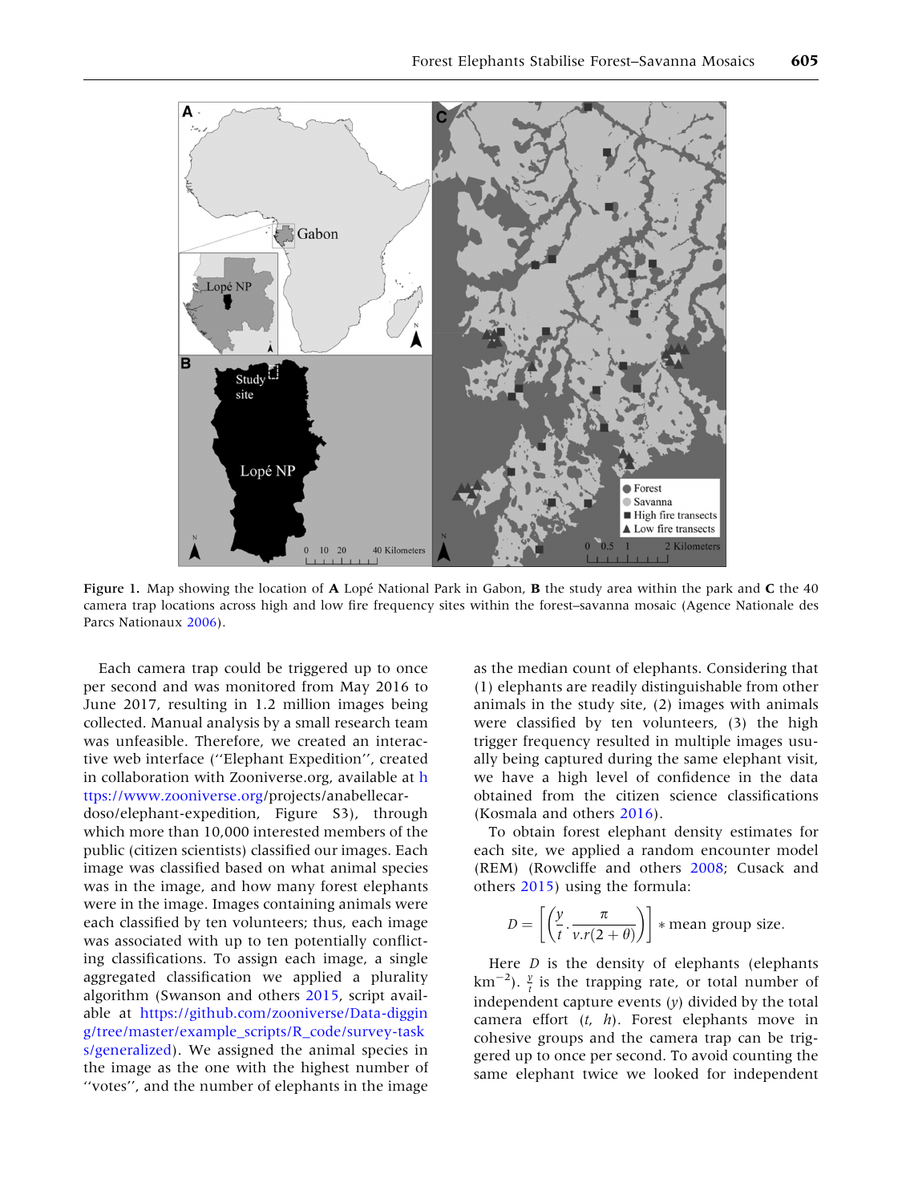Figure 1. Map showing the location of **A** Lopé National Park in Gabon, **B** the study area within the park and **C** the 40 camera trap locations across high and low fire frequency sites within the forest–savanna mosaic (Agence Nationale des Parcs Nationaux 2006).

Each camera trap could be triggered up to once per second and was monitored from May 2016 to June 2017, resulting in 1.2 million images being collected. Manual analysis by a small research team was unfeasible. Therefore, we created an interactive web interface (''Elephant Expedition'', created in collaboration with Zooniverse.org, available at https://www.zooniverse.org/projects/anabellecardoso/elephant-expedition, Figure S3), through which more than 10,000 interested members of the public (citizen scientists) classified our images. Each image was classified based on what animal species was in the image, and how many forest elephants were in the image. Images containing animals were each classified by ten volunteers; thus, each image was associated with up to ten potentially conflicting classifications. To assign each image, a single aggregated classification we applied a plurality algorithm (Swanson and others 2015, script available at https://github.com/zooniverse/Data-digging/tree/master/example_scripts/R_code/survey-tasks/generalized). We assigned the animal species in the image as the one with the highest number of ''votes'', and the number of elephants in the image as the median count of elephants. Considering that (1) elephants are readily distinguishable from other animals in the study site, (2) images with animals were classified by ten volunteers, (3) the high trigger frequency resulted in multiple images usually being captured during the same elephant visit, we have a high level of confidence in the data obtained from the citizen science classifications (Kosmala and others 2016).

To obtain forest elephant density estimates for each site, we applied a random encounter model (REM) (Rowcliffe and others 2008; Cusack and others 2015) using the formula:

$$D = \left[\left(\frac{y}{t} \cdot \frac{\pi}{v.r(2+\theta)}\right)\right] * \text{mean group size}.$$

Here $D$ is the density of elephants (elephants $\text{km}^{-2}$). $\frac{y}{t}$ is the trapping rate, or total number of independent capture events ($y$) divided by the total camera effort ($t$, $h$). Forest elephants move in cohesive groups and the camera trap can be triggered up to once per second. To avoid counting the same elephant twice we looked for independent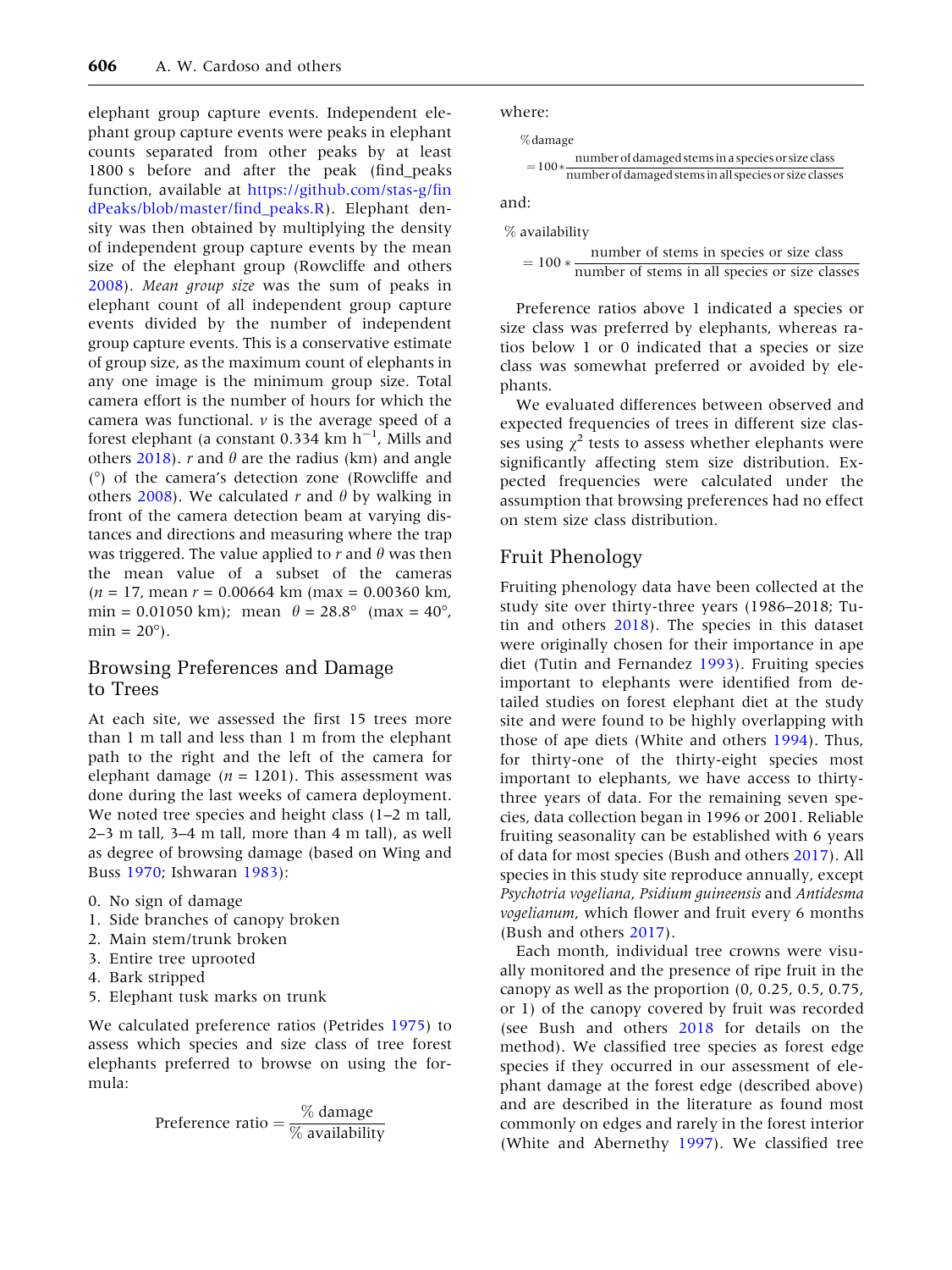elephant group capture events. Independent elephant group capture events were peaks in elephant counts separated from other peaks by at least 1800 s before and after the peak (find_peaks function, available at https://github.com/stas-g/findPeaks/blob/master/find_peaks.R). Elephant density was then obtained by multiplying the density of independent group capture events by the mean size of the elephant group (Rowcliffe and others 2008). *Mean group size* was the sum of peaks in elephant count of all independent group capture events divided by the number of independent group capture events. This is a conservative estimate of group size, as the maximum count of elephants in any one image is the minimum group size. Total camera effort is the number of hours for which the camera was functional. $v$ is the average speed of a forest elephant (a constant 0.334 km h$^{-1}$, Mills and others 2018). $r$ and $\theta$ are the radius (km) and angle (°) of the camera's detection zone (Rowcliffe and others 2008). We calculated $r$ and $\theta$ by walking in front of the camera detection beam at varying distances and directions and measuring where the trap was triggered. The value applied to $r$ and $\theta$ was then the mean value of a subset of the cameras ($n$ = 17, mean $r$ = 0.00664 km (max = 0.00360 km, min = 0.01050 km); mean $\theta$ = 28.8° (max = 40°, min = 20°).

## Browsing Preferences and Damage to Trees

At each site, we assessed the first 15 trees more than 1 m tall and less than 1 m from the elephant path to the right and the left of the camera for elephant damage ($n$ = 1201). This assessment was done during the last weeks of camera deployment. We noted tree species and height class (1–2 m tall, 2–3 m tall, 3–4 m tall, more than 4 m tall), as well as degree of browsing damage (based on Wing and Buss 1970; Ishwaran 1983):

0. No sign of damage
1. Side branches of canopy broken
2. Main stem/trunk broken
3. Entire tree uprooted
4. Bark stripped
5. Elephant tusk marks on trunk

We calculated preference ratios (Petrides 1975) to assess which species and size class of tree forest elephants preferred to browse on using the formula:

$$\text{Preference ratio} = \frac{\%\ \text{damage}}{\%\ \text{availability}}$$

where:

$$\%\,\text{damage} = 100 * \frac{\text{number of damaged stems in a species or size class}}{\text{number of damaged stems in all species or size classes}}$$

and:

$$\%\ \text{availability} = 100 * \frac{\text{number of stems in species or size class}}{\text{number of stems in all species or size classes}}$$

Preference ratios above 1 indicated a species or size class was preferred by elephants, whereas ratios below 1 or 0 indicated that a species or size class was somewhat preferred or avoided by elephants.

We evaluated differences between observed and expected frequencies of trees in different size classes using $\chi^2$ tests to assess whether elephants were significantly affecting stem size distribution. Expected frequencies were calculated under the assumption that browsing preferences had no effect on stem size class distribution.

## Fruit Phenology

Fruiting phenology data have been collected at the study site over thirty-three years (1986–2018; Tutin and others 2018). The species in this dataset were originally chosen for their importance in ape diet (Tutin and Fernandez 1993). Fruiting species important to elephants were identified from detailed studies on forest elephant diet at the study site and were found to be highly overlapping with those of ape diets (White and others 1994). Thus, for thirty-one of the thirty-eight species most important to elephants, we have access to thirty-three years of data. For the remaining seven species, data collection began in 1996 or 2001. Reliable fruiting seasonality can be established with 6 years of data for most species (Bush and others 2017). All species in this study site reproduce annually, except *Psychotria vogeliana*, *Psidium guineensis* and *Antidesma vogelianum*, which flower and fruit every 6 months (Bush and others 2017).

Each month, individual tree crowns were visually monitored and the presence of ripe fruit in the canopy as well as the proportion (0, 0.25, 0.5, 0.75, or 1) of the canopy covered by fruit was recorded (see Bush and others 2018 for details on the method). We classified tree species as forest edge species if they occurred in our assessment of elephant damage at the forest edge (described above) and are described in the literature as found most commonly on edges and rarely in the forest interior (White and Abernethy 1997). We classified tree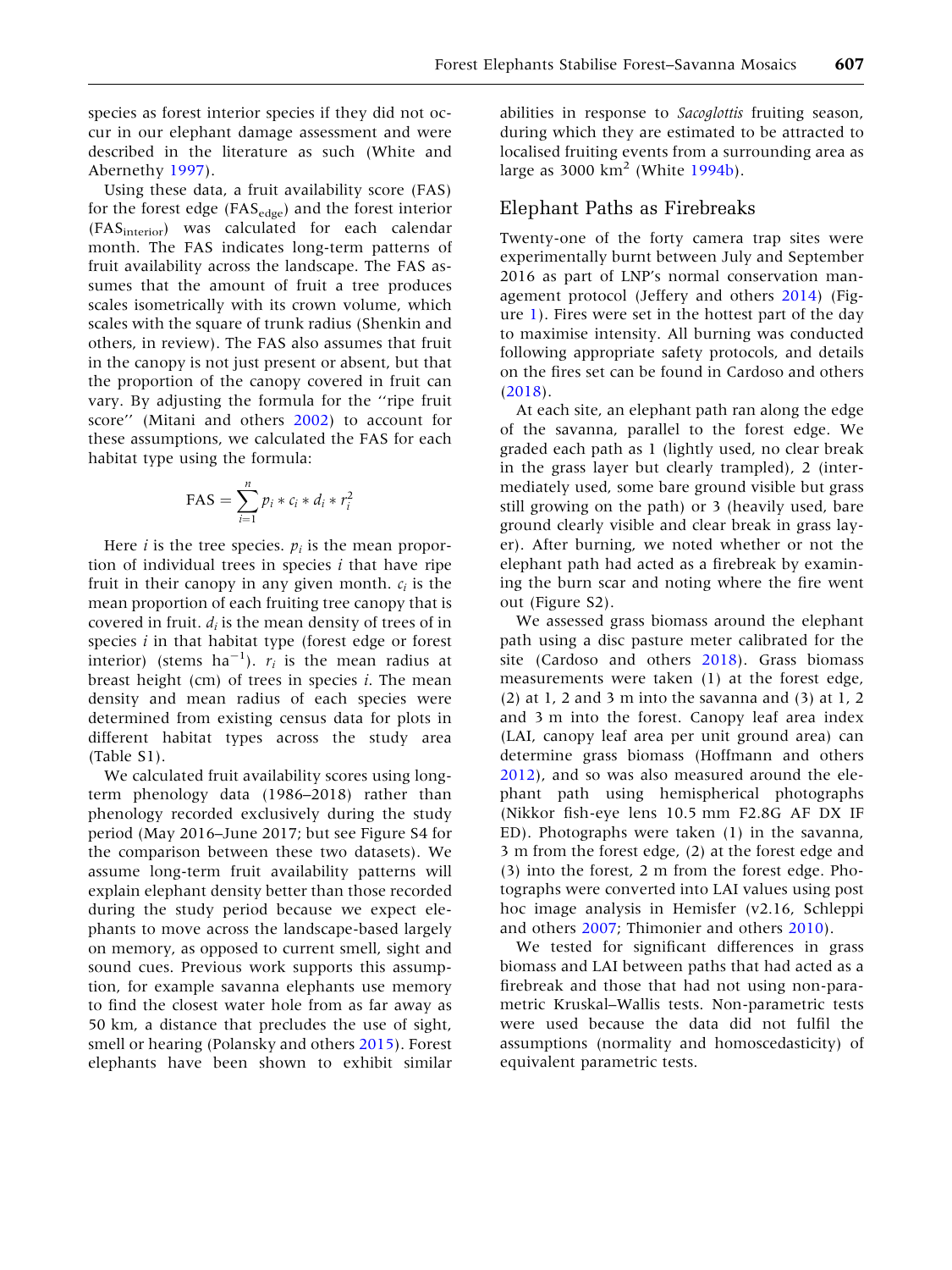species as forest interior species if they did not occur in our elephant damage assessment and were described in the literature as such (White and Abernethy 1997).

Using these data, a fruit availability score (FAS) for the forest edge ($FAS_{edge}$) and the forest interior ($FAS_{interior}$) was calculated for each calendar month. The FAS indicates long-term patterns of fruit availability across the landscape. The FAS assumes that the amount of fruit a tree produces scales isometrically with its crown volume, which scales with the square of trunk radius (Shenkin and others, in review). The FAS also assumes that fruit in the canopy is not just present or absent, but that the proportion of the canopy covered in fruit can vary. By adjusting the formula for the ''ripe fruit score'' (Mitani and others 2002) to account for these assumptions, we calculated the FAS for each habitat type using the formula:

$$\mathrm{FAS} = \sum_{i=1}^{n} p_i * c_i * d_i * r_i^2$$

Here $i$ is the tree species. $p_i$ is the mean proportion of individual trees in species $i$ that have ripe fruit in their canopy in any given month. $c_i$ is the mean proportion of each fruiting tree canopy that is covered in fruit. $d_i$ is the mean density of trees of in species $i$ in that habitat type (forest edge or forest interior) (stems $\mathrm{ha}^{-1}$). $r_i$ is the mean radius at breast height (cm) of trees in species $i$. The mean density and mean radius of each species were determined from existing census data for plots in different habitat types across the study area (Table S1).

We calculated fruit availability scores using long-term phenology data (1986–2018) rather than phenology recorded exclusively during the study period (May 2016–June 2017; but see Figure S4 for the comparison between these two datasets). We assume long-term fruit availability patterns will explain elephant density better than those recorded during the study period because we expect elephants to move across the landscape-based largely on memory, as opposed to current smell, sight and sound cues. Previous work supports this assumption, for example savanna elephants use memory to find the closest water hole from as far away as 50 km, a distance that precludes the use of sight, smell or hearing (Polansky and others 2015). Forest elephants have been shown to exhibit similar abilities in response to *Sacoglottis* fruiting season, during which they are estimated to be attracted to localised fruiting events from a surrounding area as large as 3000 $\mathrm{km}^2$ (White 1994b).

## Elephant Paths as Firebreaks

Twenty-one of the forty camera trap sites were experimentally burnt between July and September 2016 as part of LNP's normal conservation management protocol (Jeffery and others 2014) (Figure 1). Fires were set in the hottest part of the day to maximise intensity. All burning was conducted following appropriate safety protocols, and details on the fires set can be found in Cardoso and others (2018).

At each site, an elephant path ran along the edge of the savanna, parallel to the forest edge. We graded each path as 1 (lightly used, no clear break in the grass layer but clearly trampled), 2 (intermediately used, some bare ground visible but grass still growing on the path) or 3 (heavily used, bare ground clearly visible and clear break in grass layer). After burning, we noted whether or not the elephant path had acted as a firebreak by examining the burn scar and noting where the fire went out (Figure S2).

We assessed grass biomass around the elephant path using a disc pasture meter calibrated for the site (Cardoso and others 2018). Grass biomass measurements were taken (1) at the forest edge, (2) at 1, 2 and 3 m into the savanna and (3) at 1, 2 and 3 m into the forest. Canopy leaf area index (LAI, canopy leaf area per unit ground area) can determine grass biomass (Hoffmann and others 2012), and so was also measured around the elephant path using hemispherical photographs (Nikkor fish-eye lens 10.5 mm F2.8G AF DX IF ED). Photographs were taken (1) in the savanna, 3 m from the forest edge, (2) at the forest edge and (3) into the forest, 2 m from the forest edge. Photographs were converted into LAI values using post hoc image analysis in Hemisfer (v2.16, Schleppi and others 2007; Thimonier and others 2010).

We tested for significant differences in grass biomass and LAI between paths that had acted as a firebreak and those that had not using non-parametric Kruskal–Wallis tests. Non-parametric tests were used because the data did not fulfil the assumptions (normality and homoscedasticity) of equivalent parametric tests.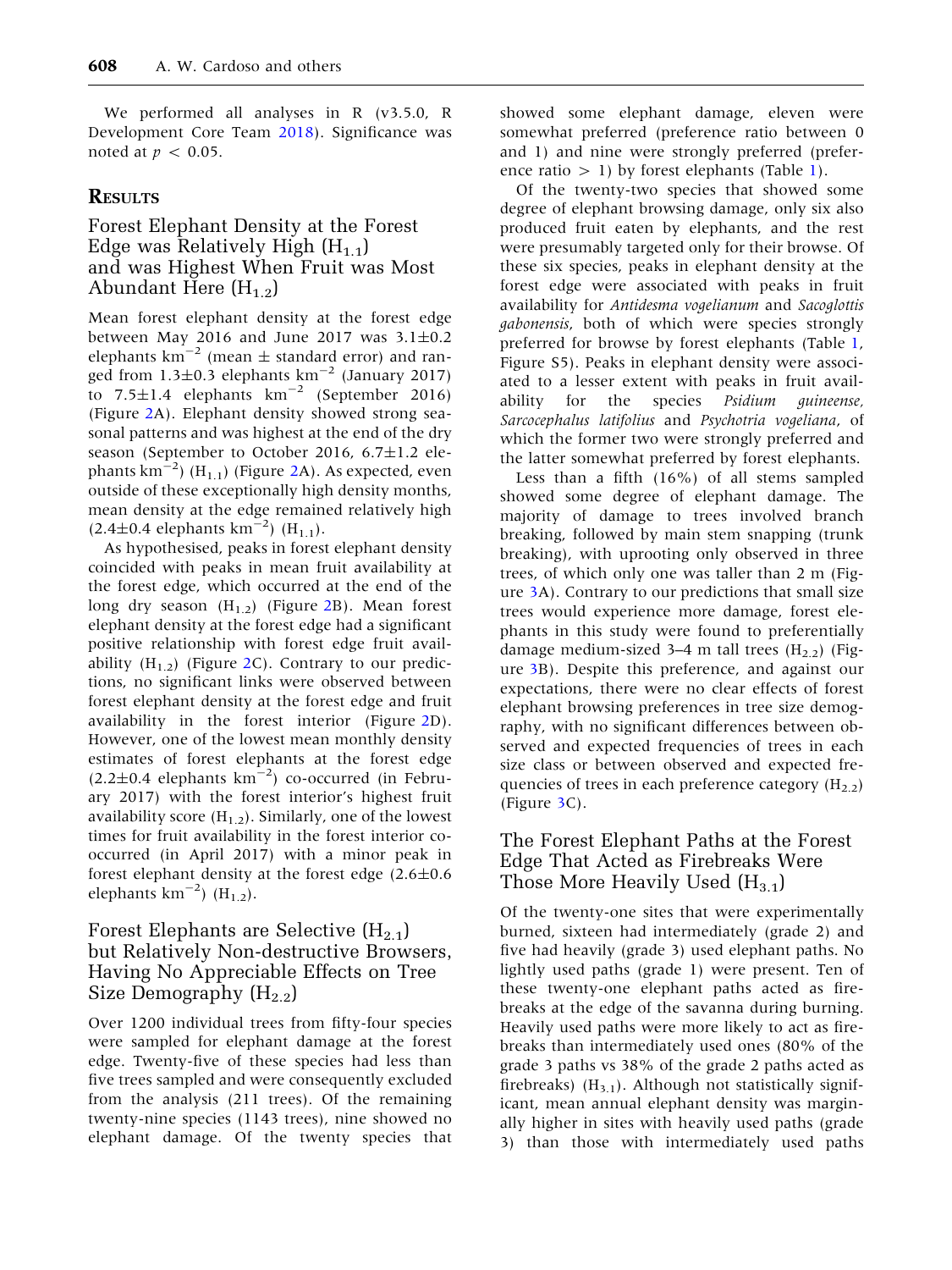We performed all analyses in R (v3.5.0, R Development Core Team 2018). Significance was noted at $p < 0.05$.

## Results

### Forest Elephant Density at the Forest Edge was Relatively High ($H_{1.1}$) and was Highest When Fruit was Most Abundant Here ($H_{1.2}$)

Mean forest elephant density at the forest edge between May 2016 and June 2017 was 3.1±0.2 elephants $km^{-2}$ (mean ± standard error) and ranged from 1.3±0.3 elephants $km^{-2}$ (January 2017) to 7.5±1.4 elephants $km^{-2}$ (September 2016) (Figure 2A). Elephant density showed strong seasonal patterns and was highest at the end of the dry season (September to October 2016, 6.7±1.2 elephants $km^{-2}$) ($H_{1.1}$) (Figure 2A). As expected, even outside of these exceptionally high density months, mean density at the edge remained relatively high (2.4±0.4 elephants $km^{-2}$) ($H_{1.1}$).

As hypothesised, peaks in forest elephant density coincided with peaks in mean fruit availability at the forest edge, which occurred at the end of the long dry season ($H_{1.2}$) (Figure 2B). Mean forest elephant density at the forest edge had a significant positive relationship with forest edge fruit availability ($H_{1.2}$) (Figure 2C). Contrary to our predictions, no significant links were observed between forest elephant density at the forest edge and fruit availability in the forest interior (Figure 2D). However, one of the lowest mean monthly density estimates of forest elephants at the forest edge (2.2±0.4 elephants $km^{-2}$) co-occurred (in February 2017) with the forest interior's highest fruit availability score ($H_{1.2}$). Similarly, one of the lowest times for fruit availability in the forest interior co-occurred (in April 2017) with a minor peak in forest elephant density at the forest edge (2.6±0.6 elephants $km^{-2}$) ($H_{1.2}$).

### Forest Elephants are Selective ($H_{2.1}$) but Relatively Non-destructive Browsers, Having No Appreciable Effects on Tree Size Demography ($H_{2.2}$)

Over 1200 individual trees from fifty-four species were sampled for elephant damage at the forest edge. Twenty-five of these species had less than five trees sampled and were consequently excluded from the analysis (211 trees). Of the remaining twenty-nine species (1143 trees), nine showed no elephant damage. Of the twenty species that showed some elephant damage, eleven were somewhat preferred (preference ratio between 0 and 1) and nine were strongly preferred (preference ratio > 1) by forest elephants (Table 1).

Of the twenty-two species that showed some degree of elephant browsing damage, only six also produced fruit eaten by elephants, and the rest were presumably targeted only for their browse. Of these six species, peaks in elephant density at the forest edge were associated with peaks in fruit availability for *Antidesma vogelianum* and *Sacoglottis gabonensis*, both of which were species strongly preferred for browse by forest elephants (Table 1, Figure S5). Peaks in elephant density were associated to a lesser extent with peaks in fruit availability for the species *Psidium guineense*, *Sarcocephalus latifolius* and *Psychotria vogeliana*, of which the former two were strongly preferred and the latter somewhat preferred by forest elephants.

Less than a fifth (16%) of all stems sampled showed some degree of elephant damage. The majority of damage to trees involved branch breaking, followed by main stem snapping (trunk breaking), with uprooting only observed in three trees, of which only one was taller than 2 m (Figure 3A). Contrary to our predictions that small size trees would experience more damage, forest elephants in this study were found to preferentially damage medium-sized 3–4 m tall trees ($H_{2.2}$) (Figure 3B). Despite this preference, and against our expectations, there were no clear effects of forest elephant browsing preferences in tree size demography, with no significant differences between observed and expected frequencies of trees in each size class or between observed and expected frequencies of trees in each preference category ($H_{2.2}$) (Figure 3C).

### The Forest Elephant Paths at the Forest Edge That Acted as Firebreaks Were Those More Heavily Used ($H_{3.1}$)

Of the twenty-one sites that were experimentally burned, sixteen had intermediately (grade 2) and five had heavily (grade 3) used elephant paths. No lightly used paths (grade 1) were present. Ten of these twenty-one elephant paths acted as firebreaks at the edge of the savanna during burning. Heavily used paths were more likely to act as firebreaks than intermediately used ones (80% of the grade 3 paths vs 38% of the grade 2 paths acted as firebreaks) ($H_{3.1}$). Although not statistically significant, mean annual elephant density was marginally higher in sites with heavily used paths (grade 3) than those with intermediately used paths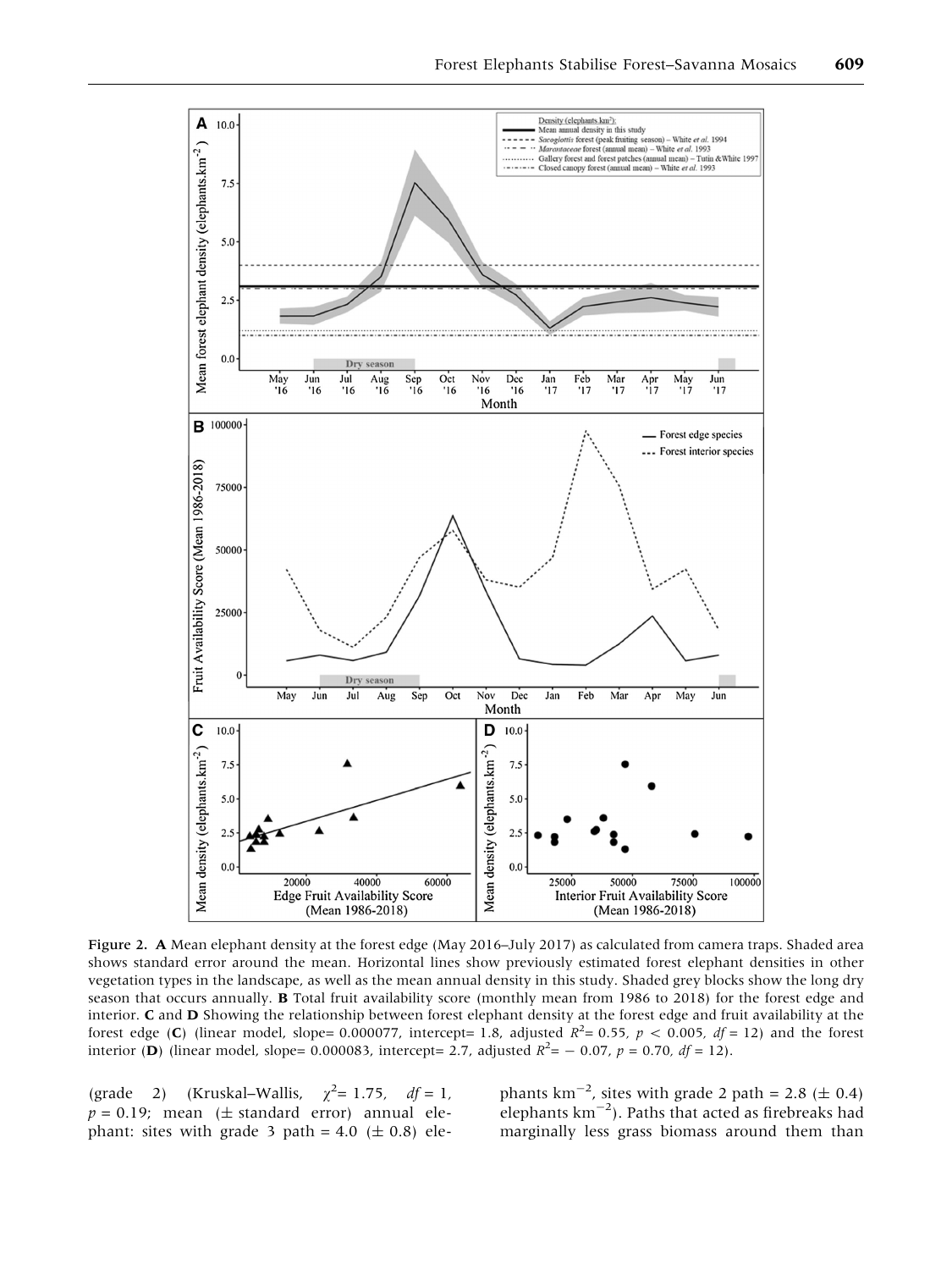Figure 2. **A** Mean elephant density at the forest edge (May 2016–July 2017) as calculated from camera traps. Shaded area shows standard error around the mean. Horizontal lines show previously estimated forest elephant densities in other vegetation types in the landscape, as well as the mean annual density in this study. Shaded grey blocks show the long dry season that occurs annually. **B** Total fruit availability score (monthly mean from 1986 to 2018) for the forest edge and interior. **C** and **D** Showing the relationship between forest elephant density at the forest edge and fruit availability at the forest edge (**C**) (linear model, slope= 0.000077, intercept= 1.8, adjusted $R^2$= 0.55, $p < 0.005$, $df = 12$) and the forest interior (**D**) (linear model, slope= 0.000083, intercept= 2.7, adjusted $R^2$= − 0.07, $p = 0.70$, $df = 12$).

(grade 2) (Kruskal–Wallis, $\chi^2$= 1.75, $df = 1$, $p = 0.19$; mean (± standard error) annual elephant: sites with grade 3 path = 4.0 (± 0.8) elephants km$^{-2}$, sites with grade 2 path = 2.8 (± 0.4) elephants km$^{-2}$). Paths that acted as firebreaks had marginally less grass biomass around them than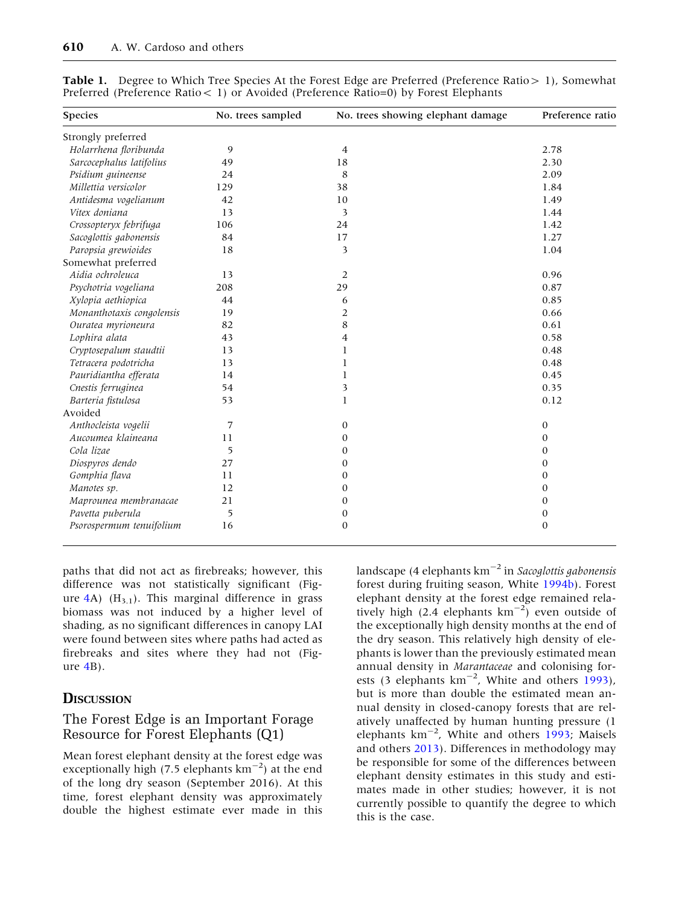**Table 1.** Degree to Which Tree Species At the Forest Edge are Preferred (Preference Ratio > 1), Somewhat Preferred (Preference Ratio < 1) or Avoided (Preference Ratio=0) by Forest Elephants

| Species | No. trees sampled | No. trees showing elephant damage | Preference ratio |
|---|---|---|---|
| Strongly preferred | | | |
| *Holarrhena floribunda* | 9 | 4 | 2.78 |
| *Sarcocephalus latifolius* | 49 | 18 | 2.30 |
| *Psidium guineense* | 24 | 8 | 2.09 |
| *Millettia versicolor* | 129 | 38 | 1.84 |
| *Antidesma vogelianum* | 42 | 10 | 1.49 |
| *Vitex doniana* | 13 | 3 | 1.44 |
| *Crossopteryx febrifuga* | 106 | 24 | 1.42 |
| *Sacoglottis gabonensis* | 84 | 17 | 1.27 |
| *Paropsia grewioides* | 18 | 3 | 1.04 |
| Somewhat preferred | | | |
| *Aidia ochroleuca* | 13 | 2 | 0.96 |
| *Psychotria vogeliana* | 208 | 29 | 0.87 |
| *Xylopia aethiopica* | 44 | 6 | 0.85 |
| *Monanthotaxis congolensis* | 19 | 2 | 0.66 |
| *Ouratea myrioneura* | 82 | 8 | 0.61 |
| *Lophira alata* | 43 | 4 | 0.58 |
| *Cryptosepalum staudtii* | 13 | 1 | 0.48 |
| *Tetracera podotricha* | 13 | 1 | 0.48 |
| *Pauridiantha efferata* | 14 | 1 | 0.45 |
| *Cnestis ferruginea* | 54 | 3 | 0.35 |
| *Barteria fistulosa* | 53 | 1 | 0.12 |
| Avoided | | | |
| *Anthocleista vogelii* | 7 | 0 | 0 |
| *Aucoumea klaineana* | 11 | 0 | 0 |
| *Cola lizae* | 5 | 0 | 0 |
| *Diospyros dendo* | 27 | 0 | 0 |
| *Gomphia flava* | 11 | 0 | 0 |
| *Manotes* sp. | 12 | 0 | 0 |
| *Maprounea membranacae* | 21 | 0 | 0 |
| *Pavetta puberula* | 5 | 0 | 0 |
| *Psorospermum tenuifolium* | 16 | 0 | 0 |

paths that did not act as firebreaks; however, this difference was not statistically significant (Figure 4A) ($H_{3.1}$). This marginal difference in grass biomass was not induced by a higher level of shading, as no significant differences in canopy LAI were found between sites where paths had acted as firebreaks and sites where they had not (Figure 4B).

## Discussion

### The Forest Edge is an Important Forage Resource for Forest Elephants (Q1)

Mean forest elephant density at the forest edge was exceptionally high (7.5 elephants $km^{-2}$) at the end of the long dry season (September 2016). At this time, forest elephant density was approximately double the highest estimate ever made in this landscape (4 elephants $km^{-2}$ in *Sacoglottis gabonensis* forest during fruiting season, White 1994b). Forest elephant density at the forest edge remained relatively high (2.4 elephants $km^{-2}$) even outside of the exceptionally high density months at the end of the dry season. This relatively high density of elephants is lower than the previously estimated mean annual density in *Marantaceae* and colonising forests (3 elephants $km^{-2}$, White and others 1993), but is more than double the estimated mean annual density in closed-canopy forests that are relatively unaffected by human hunting pressure (1 elephants $km^{-2}$, White and others 1993; Maisels and others 2013). Differences in methodology may be responsible for some of the differences between elephant density estimates in this study and estimates made in other studies; however, it is not currently possible to quantify the degree to which this is the case.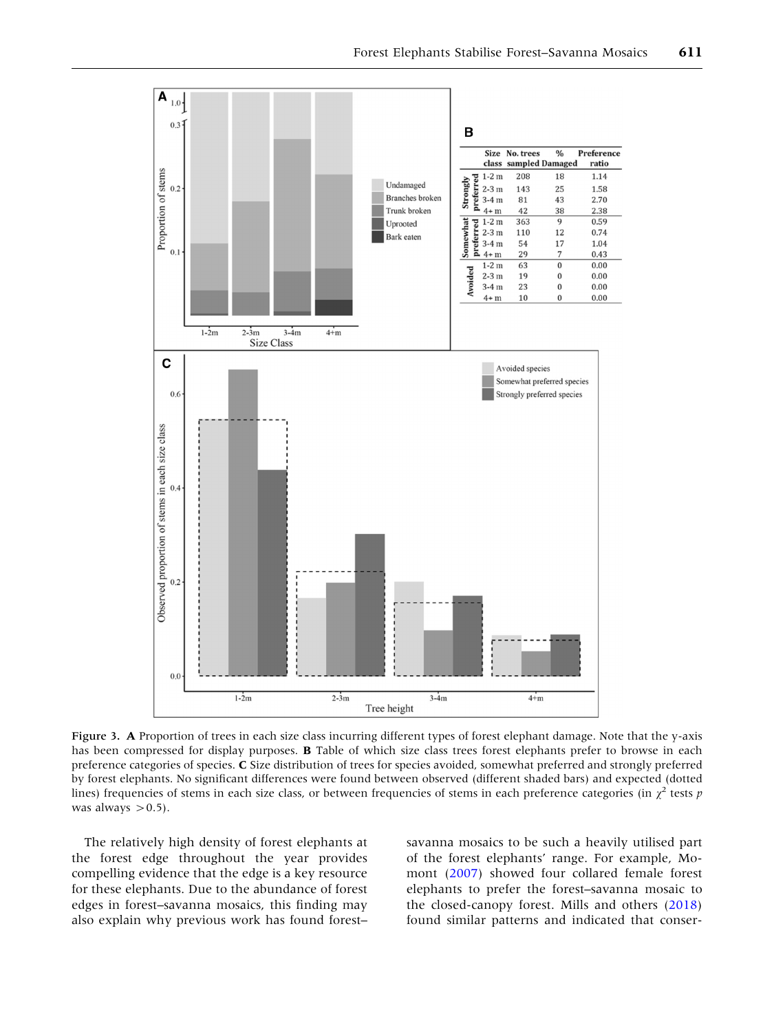| Preference category | Size class | No. trees sampled | % Damaged | Preference ratio |
|---|---|---|---|---|
| Strongly preferred | 1-2 m | 208 | 18 | 1.14 |
| | 2-3 m | 143 | 25 | 1.58 |
| | 3-4 m | 81 | 43 | 2.70 |
| | 4+ m | 42 | 38 | 2.38 |
| Somewhat preferred | 1-2 m | 363 | 9 | 0.59 |
| | 2-3 m | 110 | 12 | 0.74 |
| | 3-4 m | 54 | 17 | 1.04 |
| | 4+ m | 29 | 7 | 0.43 |
| Avoided | 1-2 m | 63 | 0 | 0.00 |
| | 2-3 m | 19 | 0 | 0.00 |
| | 3-4 m | 23 | 0 | 0.00 |
| | 4+ m | 10 | 0 | 0.00 |

**Figure 3.** **A** Proportion of trees in each size class incurring different types of forest elephant damage. Note that the y-axis has been compressed for display purposes. **B** Table of which size class trees forest elephants prefer to browse in each preference categories of species. **C** Size distribution of trees for species avoided, somewhat preferred and strongly preferred by forest elephants. No significant differences were found between observed (different shaded bars) and expected (dotted lines) frequencies of stems in each size class, or between frequencies of stems in each preference categories (in $\chi^2$ tests $p$ was always $>0.5$).

The relatively high density of forest elephants at the forest edge throughout the year provides compelling evidence that the edge is a key resource for these elephants. Due to the abundance of forest edges in forest–savanna mosaics, this finding may also explain why previous work has found forest–savanna mosaics to be such a heavily utilised part of the forest elephants' range. For example, Momont (2007) showed four collared female forest elephants to prefer the forest–savanna mosaic to the closed-canopy forest. Mills and others (2018) found similar patterns and indicated that conser-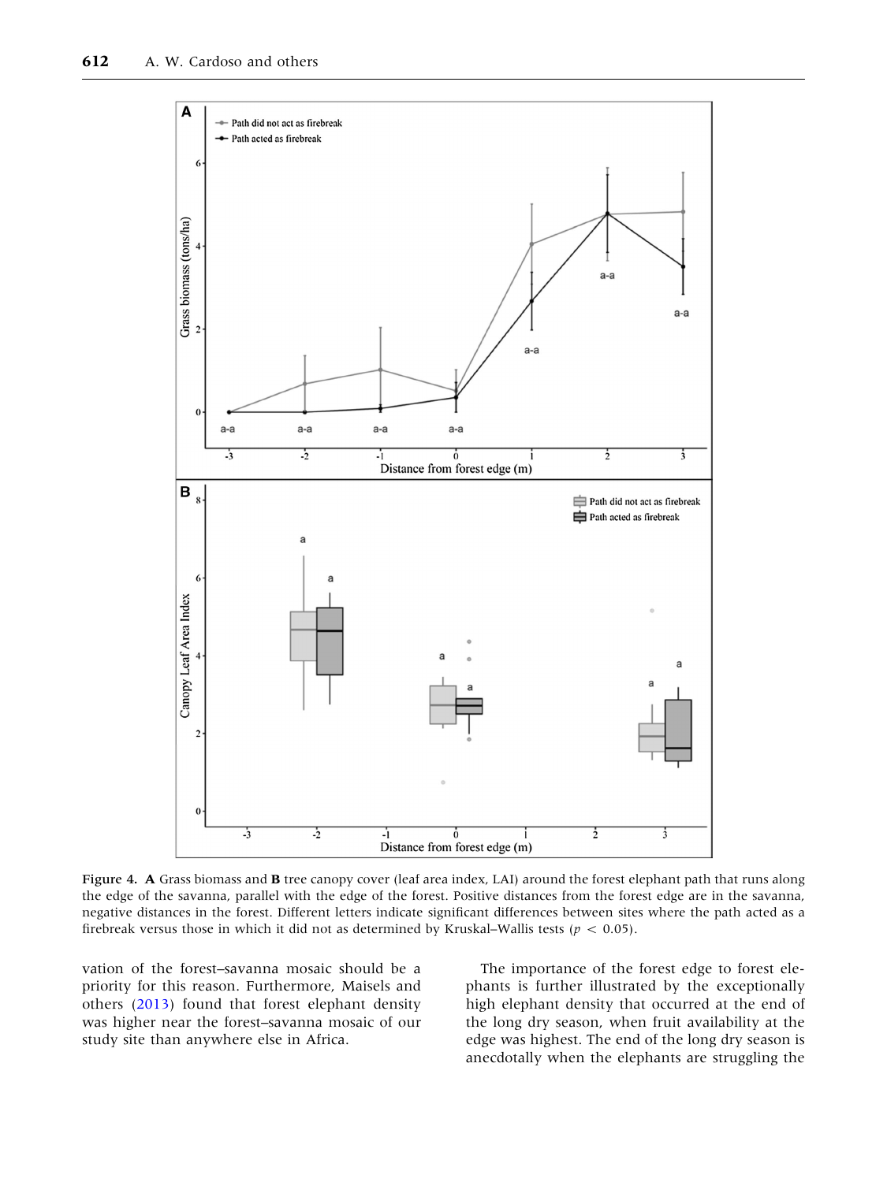**Figure 4. A** Grass biomass and **B** tree canopy cover (leaf area index, LAI) around the forest elephant path that runs along the edge of the savanna, parallel with the edge of the forest. Positive distances from the forest edge are in the savanna, negative distances in the forest. Different letters indicate significant differences between sites where the path acted as a firebreak versus those in which it did not as determined by Kruskal–Wallis tests ($p < 0.05$).

vation of the forest–savanna mosaic should be a priority for this reason. Furthermore, Maisels and others (2013) found that forest elephant density was higher near the forest–savanna mosaic of our study site than anywhere else in Africa.

The importance of the forest edge to forest elephants is further illustrated by the exceptionally high elephant density that occurred at the end of the long dry season, when fruit availability at the edge was highest. The end of the long dry season is anecdotally when the elephants are struggling the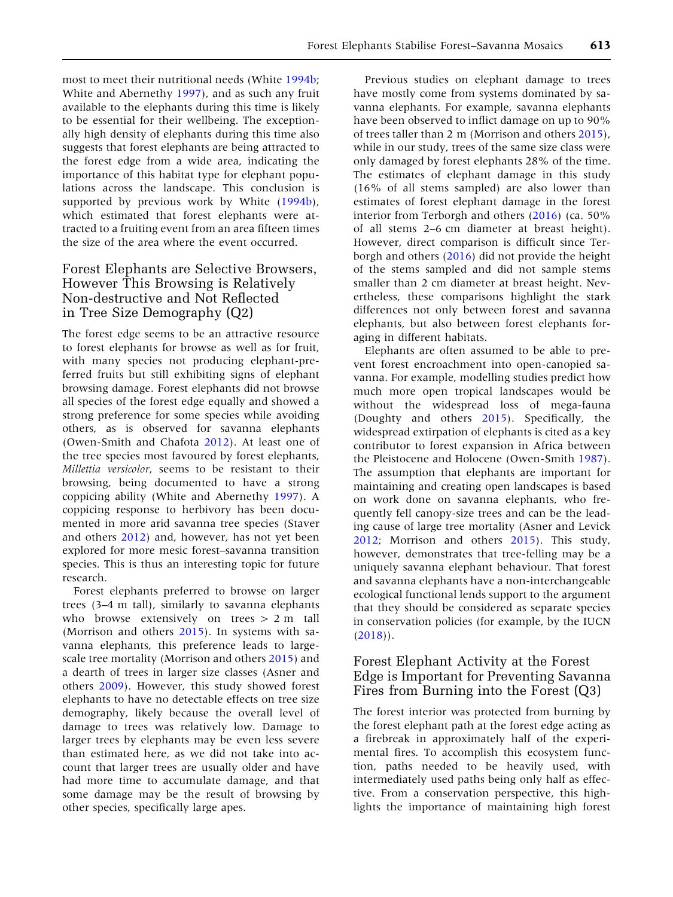most to meet their nutritional needs (White 1994b; White and Abernethy 1997), and as such any fruit available to the elephants during this time is likely to be essential for their wellbeing. The exceptionally high density of elephants during this time also suggests that forest elephants are being attracted to the forest edge from a wide area, indicating the importance of this habitat type for elephant populations across the landscape. This conclusion is supported by previous work by White (1994b), which estimated that forest elephants were attracted to a fruiting event from an area fifteen times the size of the area where the event occurred.

## Forest Elephants are Selective Browsers, However This Browsing is Relatively Non-destructive and Not Reflected in Tree Size Demography (Q2)

The forest edge seems to be an attractive resource to forest elephants for browse as well as for fruit, with many species not producing elephant-preferred fruits but still exhibiting signs of elephant browsing damage. Forest elephants did not browse all species of the forest edge equally and showed a strong preference for some species while avoiding others, as is observed for savanna elephants (Owen-Smith and Chafota 2012). At least one of the tree species most favoured by forest elephants, *Millettia versicolor*, seems to be resistant to their browsing, being documented to have a strong coppicing ability (White and Abernethy 1997). A coppicing response to herbivory has been documented in more arid savanna tree species (Staver and others 2012) and, however, has not yet been explored for more mesic forest–savanna transition species. This is thus an interesting topic for future research.

Forest elephants preferred to browse on larger trees (3–4 m tall), similarly to savanna elephants who browse extensively on trees > 2 m tall (Morrison and others 2015). In systems with savanna elephants, this preference leads to large-scale tree mortality (Morrison and others 2015) and a dearth of trees in larger size classes (Asner and others 2009). However, this study showed forest elephants to have no detectable effects on tree size demography, likely because the overall level of damage to trees was relatively low. Damage to larger trees by elephants may be even less severe than estimated here, as we did not take into account that larger trees are usually older and have had more time to accumulate damage, and that some damage may be the result of browsing by other species, specifically large apes.

Previous studies on elephant damage to trees have mostly come from systems dominated by savanna elephants. For example, savanna elephants have been observed to inflict damage on up to 90% of trees taller than 2 m (Morrison and others 2015), while in our study, trees of the same size class were only damaged by forest elephants 28% of the time. The estimates of elephant damage in this study (16% of all stems sampled) are also lower than estimates of forest elephant damage in the forest interior from Terborgh and others (2016) (ca. 50% of all stems 2–6 cm diameter at breast height). However, direct comparison is difficult since Terborgh and others (2016) did not provide the height of the stems sampled and did not sample stems smaller than 2 cm diameter at breast height. Nevertheless, these comparisons highlight the stark differences not only between forest and savanna elephants, but also between forest elephants foraging in different habitats.

Elephants are often assumed to be able to prevent forest encroachment into open-canopied savanna. For example, modelling studies predict how much more open tropical landscapes would be without the widespread loss of mega-fauna (Doughty and others 2015). Specifically, the widespread extirpation of elephants is cited as a key contributor to forest expansion in Africa between the Pleistocene and Holocene (Owen-Smith 1987). The assumption that elephants are important for maintaining and creating open landscapes is based on work done on savanna elephants, who frequently fell canopy-size trees and can be the leading cause of large tree mortality (Asner and Levick 2012; Morrison and others 2015). This study, however, demonstrates that tree-felling may be a uniquely savanna elephant behaviour. That forest and savanna elephants have a non-interchangeable ecological functional lends support to the argument that they should be considered as separate species in conservation policies (for example, by the IUCN (2018)).

## Forest Elephant Activity at the Forest Edge is Important for Preventing Savanna Fires from Burning into the Forest (Q3)

The forest interior was protected from burning by the forest elephant path at the forest edge acting as a firebreak in approximately half of the experimental fires. To accomplish this ecosystem function, paths needed to be heavily used, with intermediately used paths being only half as effective. From a conservation perspective, this highlights the importance of maintaining high forest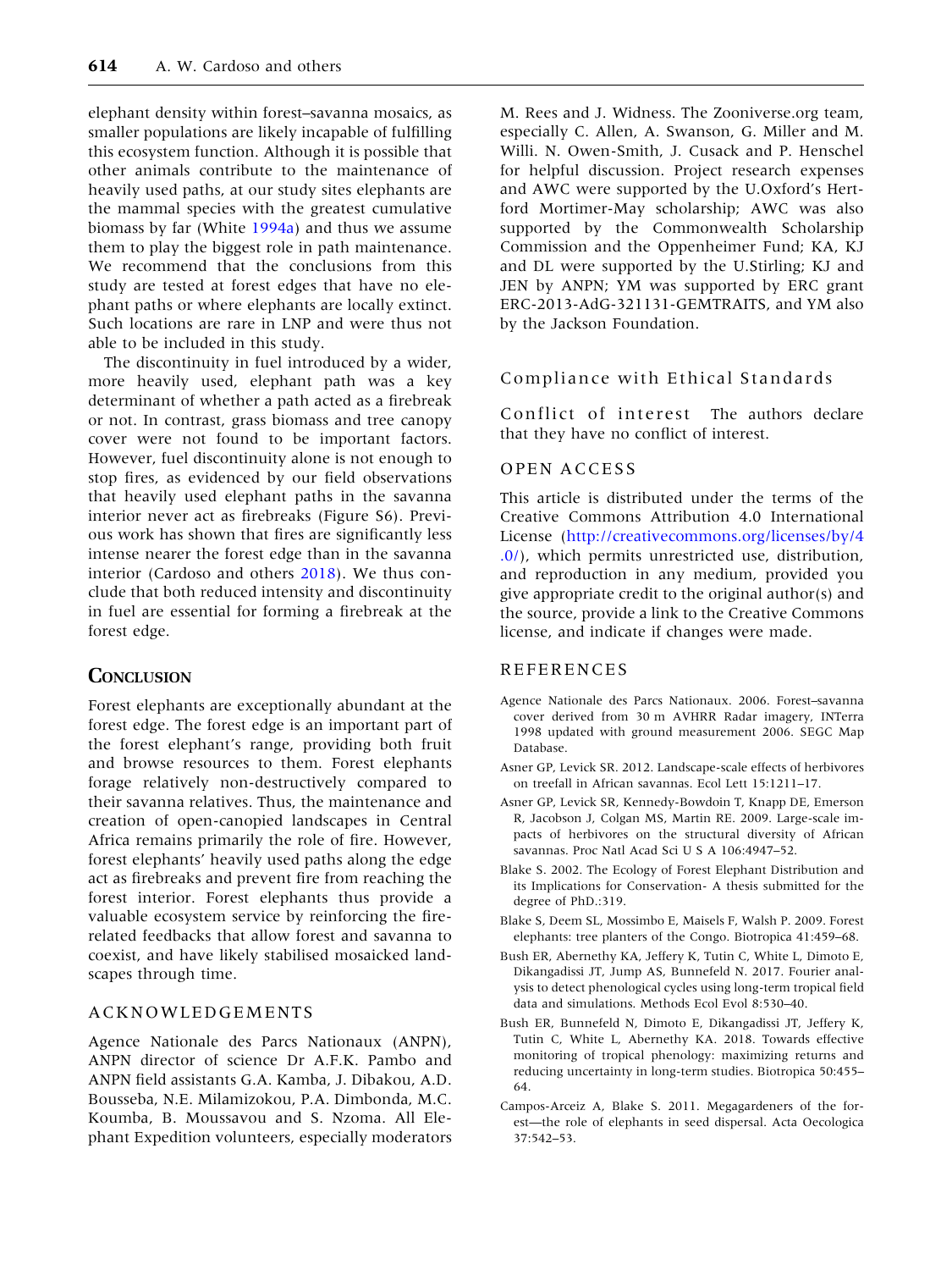elephant density within forest–savanna mosaics, as smaller populations are likely incapable of fulfilling this ecosystem function. Although it is possible that other animals contribute to the maintenance of heavily used paths, at our study sites elephants are the mammal species with the greatest cumulative biomass by far (White 1994a) and thus we assume them to play the biggest role in path maintenance. We recommend that the conclusions from this study are tested at forest edges that have no elephant paths or where elephants are locally extinct. Such locations are rare in LNP and were thus not able to be included in this study.

The discontinuity in fuel introduced by a wider, more heavily used, elephant path was a key determinant of whether a path acted as a firebreak or not. In contrast, grass biomass and tree canopy cover were not found to be important factors. However, fuel discontinuity alone is not enough to stop fires, as evidenced by our field observations that heavily used elephant paths in the savanna interior never act as firebreaks (Figure S6). Previous work has shown that fires are significantly less intense nearer the forest edge than in the savanna interior (Cardoso and others 2018). We thus conclude that both reduced intensity and discontinuity in fuel are essential for forming a firebreak at the forest edge.

## Conclusion

Forest elephants are exceptionally abundant at the forest edge. The forest edge is an important part of the forest elephant's range, providing both fruit and browse resources to them. Forest elephants forage relatively non-destructively compared to their savanna relatives. Thus, the maintenance and creation of open-canopied landscapes in Central Africa remains primarily the role of fire. However, forest elephants' heavily used paths along the edge act as firebreaks and prevent fire from reaching the forest interior. Forest elephants thus provide a valuable ecosystem service by reinforcing the fire-related feedbacks that allow forest and savanna to coexist, and have likely stabilised mosaicked landscapes through time.

## Acknowledgements

Agence Nationale des Parcs Nationaux (ANPN), ANPN director of science Dr A.F.K. Pambo and ANPN field assistants G.A. Kamba, J. Dibakou, A.D. Bousseba, N.E. Milamizokou, P.A. Dimbonda, M.C. Koumba, B. Moussavou and S. Nzoma. All Elephant Expedition volunteers, especially moderators M. Rees and J. Widness. The Zooniverse.org team, especially C. Allen, A. Swanson, G. Miller and M. Willi. N. Owen-Smith, J. Cusack and P. Henschel for helpful discussion. Project research expenses and AWC were supported by the U.Oxford's Hertford Mortimer-May scholarship; AWC was also supported by the Commonwealth Scholarship Commission and the Oppenheimer Fund; KA, KJ and DL were supported by the U.Stirling; KJ and JEN by ANPN; YM was supported by ERC grant ERC-2013-AdG-321131-GEMTRAITS, and YM also by the Jackson Foundation.

## Compliance with Ethical Standards

**Conflict of interest** The authors declare that they have no conflict of interest.

## Open Access

This article is distributed under the terms of the Creative Commons Attribution 4.0 International License (http://creativecommons.org/licenses/by/4.0/), which permits unrestricted use, distribution, and reproduction in any medium, provided you give appropriate credit to the original author(s) and the source, provide a link to the Creative Commons license, and indicate if changes were made.

## References

Agence Nationale des Parcs Nationaux. 2006. Forest–savanna cover derived from 30 m AVHRR Radar imagery, INTerra 1998 updated with ground measurement 2006. SEGC Map Database.

Asner GP, Levick SR. 2012. Landscape-scale effects of herbivores on treefall in African savannas. Ecol Lett 15:1211–17.

Asner GP, Levick SR, Kennedy-Bowdoin T, Knapp DE, Emerson R, Jacobson J, Colgan MS, Martin RE. 2009. Large-scale impacts of herbivores on the structural diversity of African savannas. Proc Natl Acad Sci U S A 106:4947–52.

Blake S. 2002. The Ecology of Forest Elephant Distribution and its Implications for Conservation- A thesis submitted for the degree of PhD.:319.

Blake S, Deem SL, Mossimbo E, Maisels F, Walsh P. 2009. Forest elephants: tree planters of the Congo. Biotropica 41:459–68.

Bush ER, Abernethy KA, Jeffery K, Tutin C, White L, Dimoto E, Dikangadissi JT, Jump AS, Bunnefeld N. 2017. Fourier analysis to detect phenological cycles using long-term tropical field data and simulations. Methods Ecol Evol 8:530–40.

Bush ER, Bunnefeld N, Dimoto E, Dikangadissi JT, Jeffery K, Tutin C, White L, Abernethy KA. 2018. Towards effective monitoring of tropical phenology: maximizing returns and reducing uncertainty in long-term studies. Biotropica 50:455–64.

Campos-Arceiz A, Blake S. 2011. Megagardeners of the forest—the role of elephants in seed dispersal. Acta Oecologica 37:542–53.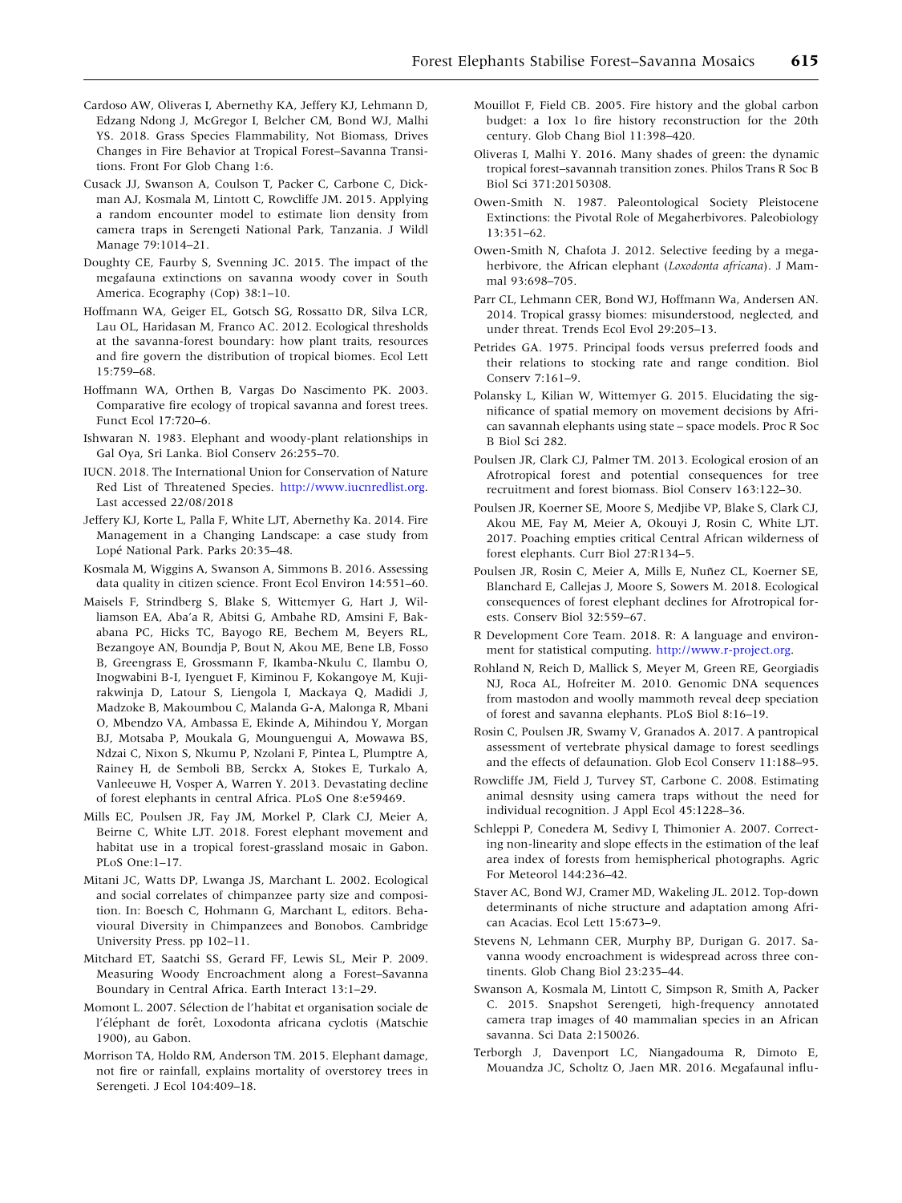Cardoso AW, Oliveras I, Abernethy KA, Jeffery KJ, Lehmann D, Edzang Ndong J, McGregor I, Belcher CM, Bond WJ, Malhi YS. 2018. Grass Species Flammability, Not Biomass, Drives Changes in Fire Behavior at Tropical Forest–Savanna Transitions. Front For Glob Chang 1:6.

Cusack JJ, Swanson A, Coulson T, Packer C, Carbone C, Dickman AJ, Kosmala M, Lintott C, Rowcliffe JM. 2015. Applying a random encounter model to estimate lion density from camera traps in Serengeti National Park, Tanzania. J Wildl Manage 79:1014–21.

Doughty CE, Faurby S, Svenning JC. 2015. The impact of the megafauna extinctions on savanna woody cover in South America. Ecography (Cop) 38:1–10.

Hoffmann WA, Geiger EL, Gotsch SG, Rossatto DR, Silva LCR, Lau OL, Haridasan M, Franco AC. 2012. Ecological thresholds at the savanna-forest boundary: how plant traits, resources and fire govern the distribution of tropical biomes. Ecol Lett 15:759–68.

Hoffmann WA, Orthen B, Vargas Do Nascimento PK. 2003. Comparative fire ecology of tropical savanna and forest trees. Funct Ecol 17:720–6.

Ishwaran N. 1983. Elephant and woody-plant relationships in Gal Oya, Sri Lanka. Biol Conserv 26:255–70.

IUCN. 2018. The International Union for Conservation of Nature Red List of Threatened Species. http://www.iucnredlist.org. Last accessed 22/08/2018

Jeffery KJ, Korte L, Palla F, White LJT, Abernethy Ka. 2014. Fire Management in a Changing Landscape: a case study from Lopé National Park. Parks 20:35–48.

Kosmala M, Wiggins A, Swanson A, Simmons B. 2016. Assessing data quality in citizen science. Front Ecol Environ 14:551–60.

Maisels F, Strindberg S, Blake S, Wittemyer G, Hart J, Williamson EA, Aba'a R, Abitsi G, Ambahe RD, Amsini F, Bakabana PC, Hicks TC, Bayogo RE, Bechem M, Beyers RL, Bezangoye AN, Boundja P, Bout N, Akou ME, Bene LB, Fosso B, Greengrass E, Grossmann F, Ikamba-Nkulu C, Ilambu O, Inogwabini B-I, Iyenguet F, Kiminou F, Kokangoye M, Kujirakwinja D, Latour S, Liengola I, Mackaya Q, Madidi J, Madzoke B, Makoumbou C, Malanda G-A, Malonga R, Mbani O, Mbendzo VA, Ambassa E, Ekinde A, Mihindou Y, Morgan BJ, Motsaba P, Moukala G, Mounguengui A, Mowawa BS, Ndzai C, Nixon S, Nkumu P, Nzolani F, Pintea L, Plumptre A, Rainey H, de Semboli BB, Serckx A, Stokes E, Turkalo A, Vanleeuwe H, Vosper A, Warren Y. 2013. Devastating decline of forest elephants in central Africa. PLoS One 8:e59469.

Mills EC, Poulsen JR, Fay JM, Morkel P, Clark CJ, Meier A, Beirne C, White LJT. 2018. Forest elephant movement and habitat use in a tropical forest-grassland mosaic in Gabon. PLoS One:1–17.

Mitani JC, Watts DP, Lwanga JS, Marchant L. 2002. Ecological and social correlates of chimpanzee party size and composition. In: Boesch C, Hohmann G, Marchant L, editors. Behavioural Diversity in Chimpanzees and Bonobos. Cambridge University Press. pp 102–11.

Mitchard ET, Saatchi SS, Gerard FF, Lewis SL, Meir P. 2009. Measuring Woody Encroachment along a Forest–Savanna Boundary in Central Africa. Earth Interact 13:1–29.

Momont L. 2007. Sélection de l'habitat et organisation sociale de l'éléphant de forêt, Loxodonta africana cyclotis (Matschie 1900), au Gabon.

Morrison TA, Holdo RM, Anderson TM. 2015. Elephant damage, not fire or rainfall, explains mortality of overstorey trees in Serengeti. J Ecol 104:409–18.

Mouillot F, Field CB. 2005. Fire history and the global carbon budget: a 1ox 1o fire history reconstruction for the 20th century. Glob Chang Biol 11:398–420.

Oliveras I, Malhi Y. 2016. Many shades of green: the dynamic tropical forest–savannah transition zones. Philos Trans R Soc B Biol Sci 371:20150308.

Owen-Smith N. 1987. Paleontological Society Pleistocene Extinctions: the Pivotal Role of Megaherbivores. Paleobiology 13:351–62.

Owen-Smith N, Chafota J. 2012. Selective feeding by a megaherbivore, the African elephant (*Loxodonta africana*). J Mammal 93:698–705.

Parr CL, Lehmann CER, Bond WJ, Hoffmann Wa, Andersen AN. 2014. Tropical grassy biomes: misunderstood, neglected, and under threat. Trends Ecol Evol 29:205–13.

Petrides GA. 1975. Principal foods versus preferred foods and their relations to stocking rate and range condition. Biol Conserv 7:161–9.

Polansky L, Kilian W, Wittemyer G. 2015. Elucidating the significance of spatial memory on movement decisions by African savannah elephants using state – space models. Proc R Soc B Biol Sci 282.

Poulsen JR, Clark CJ, Palmer TM. 2013. Ecological erosion of an Afrotropical forest and potential consequences for tree recruitment and forest biomass. Biol Conserv 163:122–30.

Poulsen JR, Koerner SE, Moore S, Medjibe VP, Blake S, Clark CJ, Akou ME, Fay M, Meier A, Okouyi J, Rosin C, White LJT. 2017. Poaching empties critical Central African wilderness of forest elephants. Curr Biol 27:R134–5.

Poulsen JR, Rosin C, Meier A, Mills E, Nuñez CL, Koerner SE, Blanchard E, Callejas J, Moore S, Sowers M. 2018. Ecological consequences of forest elephant declines for Afrotropical forests. Conserv Biol 32:559–67.

R Development Core Team. 2018. R: A language and environment for statistical computing. http://www.r-project.org.

Rohland N, Reich D, Mallick S, Meyer M, Green RE, Georgiadis NJ, Roca AL, Hofreiter M. 2010. Genomic DNA sequences from mastodon and woolly mammoth reveal deep speciation of forest and savanna elephants. PLoS Biol 8:16–19.

Rosin C, Poulsen JR, Swamy V, Granados A. 2017. A pantropical assessment of vertebrate physical damage to forest seedlings and the effects of defaunation. Glob Ecol Conserv 11:188–95.

Rowcliffe JM, Field J, Turvey ST, Carbone C. 2008. Estimating animal desnsity using camera traps without the need for individual recognition. J Appl Ecol 45:1228–36.

Schleppi P, Conedera M, Sedivy I, Thimonier A. 2007. Correcting non-linearity and slope effects in the estimation of the leaf area index of forests from hemispherical photographs. Agric For Meteorol 144:236–42.

Staver AC, Bond WJ, Cramer MD, Wakeling JL. 2012. Top-down determinants of niche structure and adaptation among African Acacias. Ecol Lett 15:673–9.

Stevens N, Lehmann CER, Murphy BP, Durigan G. 2017. Savanna woody encroachment is widespread across three continents. Glob Chang Biol 23:235–44.

Swanson A, Kosmala M, Lintott C, Simpson R, Smith A, Packer C. 2015. Snapshot Serengeti, high-frequency annotated camera trap images of 40 mammalian species in an African savanna. Sci Data 2:150026.

Terborgh J, Davenport LC, Niangadouma R, Dimoto E, Mouandza JC, Scholtz O, Jaen MR. 2016. Megafaunal influ-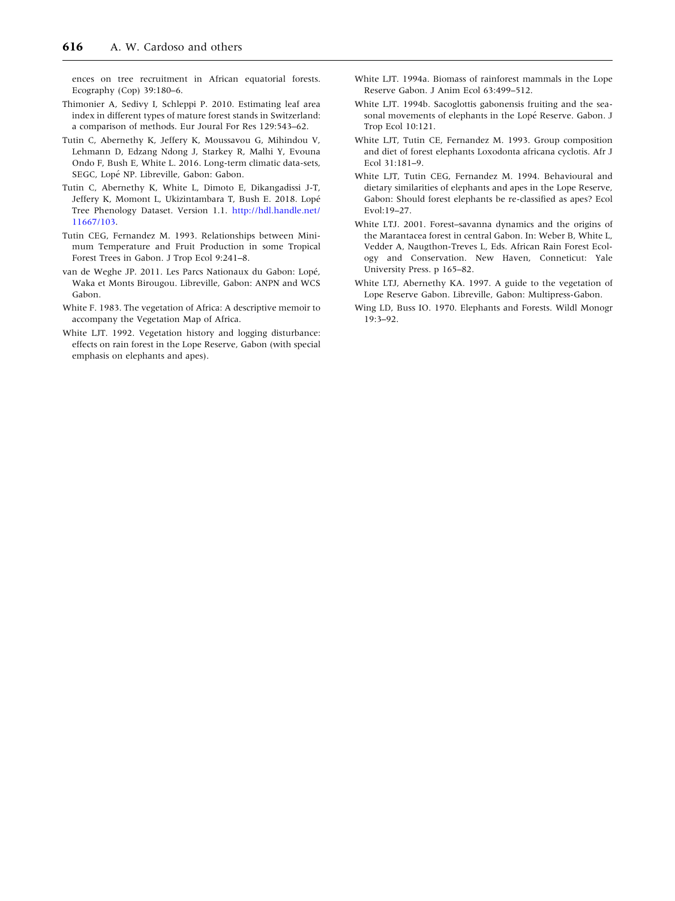ences on tree recruitment in African equatorial forests. Ecography (Cop) 39:180–6.

Thimonier A, Sedivy I, Schleppi P. 2010. Estimating leaf area index in different types of mature forest stands in Switzerland: a comparison of methods. Eur Joural For Res 129:543–62.

Tutin C, Abernethy K, Jeffery K, Moussavou G, Mihindou V, Lehmann D, Edzang Ndong J, Starkey R, Malhi Y, Evouna Ondo F, Bush E, White L. 2016. Long-term climatic data-sets, SEGC, Lopé NP. Libreville, Gabon: Gabon.

Tutin C, Abernethy K, White L, Dimoto E, Dikangadissi J-T, Jeffery K, Momont L, Ukizintambara T, Bush E. 2018. Lopé Tree Phenology Dataset. Version 1.1. http://hdl.handle.net/11667/103.

Tutin CEG, Fernandez M. 1993. Relationships between Minimum Temperature and Fruit Production in some Tropical Forest Trees in Gabon. J Trop Ecol 9:241–8.

van de Weghe JP. 2011. Les Parcs Nationaux du Gabon: Lopé, Waka et Monts Birougou. Libreville, Gabon: ANPN and WCS Gabon.

White F. 1983. The vegetation of Africa: A descriptive memoir to accompany the Vegetation Map of Africa.

White LJT. 1992. Vegetation history and logging disturbance: effects on rain forest in the Lope Reserve, Gabon (with special emphasis on elephants and apes).

White LJT. 1994a. Biomass of rainforest mammals in the Lope Reserve Gabon. J Anim Ecol 63:499–512.

White LJT. 1994b. Sacoglottis gabonensis fruiting and the seasonal movements of elephants in the Lopé Reserve. Gabon. J Trop Ecol 10:121.

White LJT, Tutin CE, Fernandez M. 1993. Group composition and diet of forest elephants Loxodonta africana cyclotis. Afr J Ecol 31:181–9.

White LJT, Tutin CEG, Fernandez M. 1994. Behavioural and dietary similarities of elephants and apes in the Lope Reserve, Gabon: Should forest elephants be re-classified as apes? Ecol Evol:19–27.

White LTJ. 2001. Forest–savanna dynamics and the origins of the Marantacea forest in central Gabon. In: Weber B, White L, Vedder A, Naugthon-Treves L, Eds. African Rain Forest Ecology and Conservation. New Haven, Conneticut: Yale University Press. p 165–82.

White LTJ, Abernethy KA. 1997. A guide to the vegetation of Lope Reserve Gabon. Libreville, Gabon: Multipress-Gabon.

Wing LD, Buss IO. 1970. Elephants and Forests. Wildl Monogr 19:3–92.